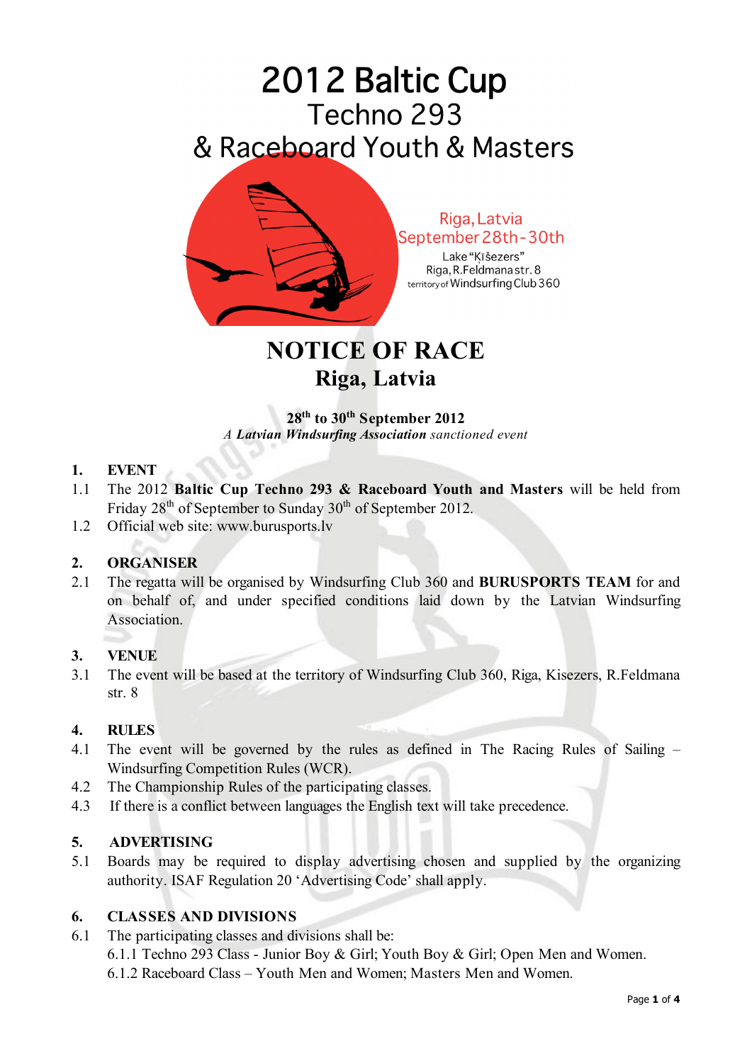# 2012 Baltic Cup
## Techno 293
## & Raceboard Youth & Masters

Riga, Latvia
September 28th-30th
Lake "Ķīšezers"
Riga, R.Feldmana str. 8
territory of Windsurfing Club 360

# NOTICE OF RACE
## Riga, Latvia

**28th to 30th September 2012**
*A* ***Latvian Windsurfing Association*** *sanctioned event*

**1. EVENT**

1.1 The 2012 **Baltic Cup Techno 293 & Raceboard Youth and Masters** will be held from Friday 28th of September to Sunday 30th of September 2012.

1.2 Official web site: www.burusports.lv

**2. ORGANISER**

2.1 The regatta will be organised by Windsurfing Club 360 and **BURUSPORTS TEAM** for and on behalf of, and under specified conditions laid down by the Latvian Windsurfing Association.

**3. VENUE**

3.1 The event will be based at the territory of Windsurfing Club 360, Riga, Kisezers, R.Feldmana str. 8

**4. RULES**

4.1 The event will be governed by the rules as defined in The Racing Rules of Sailing – Windsurfing Competition Rules (WCR).

4.2 The Championship Rules of the participating classes.

4.3 If there is a conflict between languages the English text will take precedence.

**5. ADVERTISING**

5.1 Boards may be required to display advertising chosen and supplied by the organizing authority. ISAF Regulation 20 'Advertising Code' shall apply.

**6. CLASSES AND DIVISIONS**

6.1 The participating classes and divisions shall be:

6.1.1 Techno 293 Class - Junior Boy & Girl; Youth Boy & Girl; Open Men and Women.

6.1.2 Raceboard Class – Youth Men and Women; Masters Men and Women.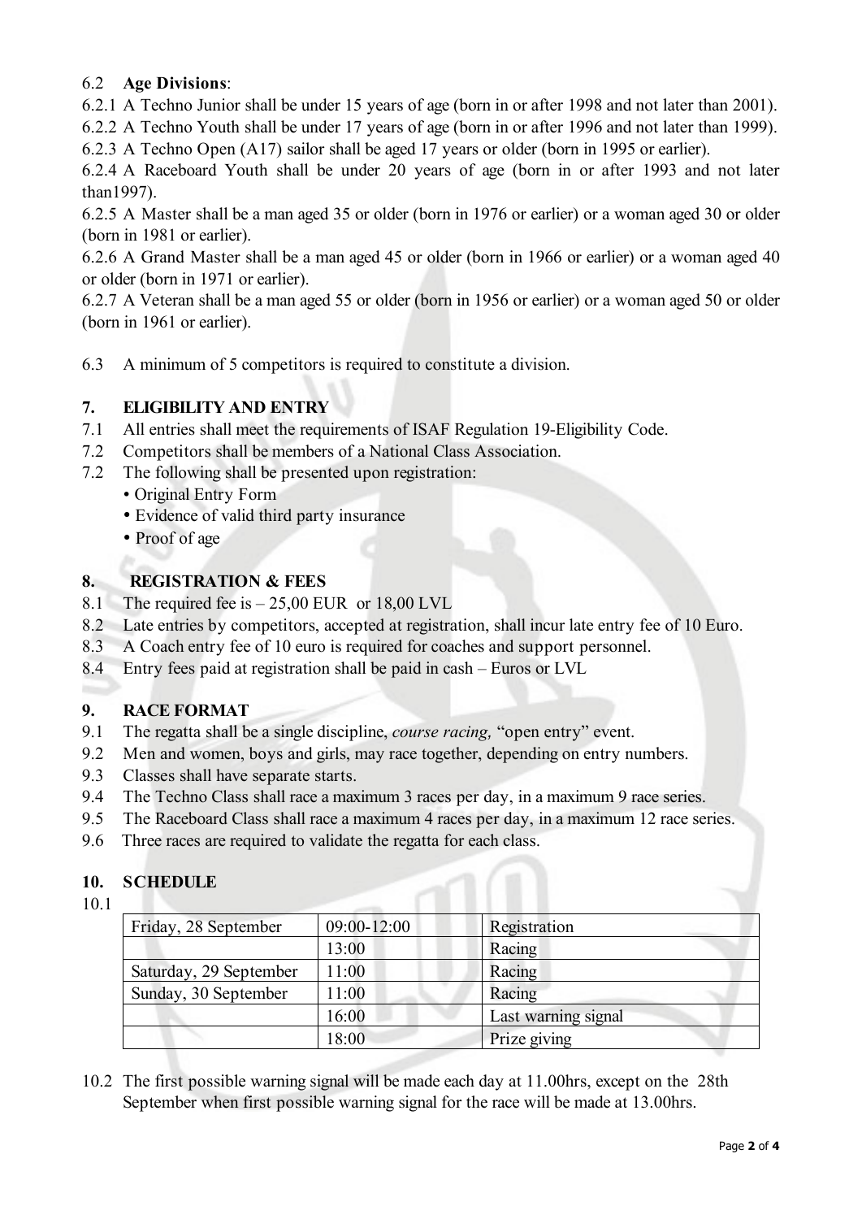6.2 **Age Divisions**:

6.2.1 A Techno Junior shall be under 15 years of age (born in or after 1998 and not later than 2001).

6.2.2 A Techno Youth shall be under 17 years of age (born in or after 1996 and not later than 1999).

6.2.3 A Techno Open (A17) sailor shall be aged 17 years or older (born in 1995 or earlier).

6.2.4 A Raceboard Youth shall be under 20 years of age (born in or after 1993 and not later than1997).

6.2.5 A Master shall be a man aged 35 or older (born in 1976 or earlier) or a woman aged 30 or older (born in 1981 or earlier).

6.2.6 A Grand Master shall be a man aged 45 or older (born in 1966 or earlier) or a woman aged 40 or older (born in 1971 or earlier).

6.2.7 A Veteran shall be a man aged 55 or older (born in 1956 or earlier) or a woman aged 50 or older (born in 1961 or earlier).

6.3 A minimum of 5 competitors is required to constitute a division.

## 7. ELIGIBILITY AND ENTRY

7.1 All entries shall meet the requirements of ISAF Regulation 19-Eligibility Code.

7.2 Competitors shall be members of a National Class Association.

7.2 The following shall be presented upon registration:

- Original Entry Form
- Evidence of valid third party insurance
- Proof of age

## 8. REGISTRATION & FEES

8.1 The required fee is – 25,00 EUR or 18,00 LVL

8.2 Late entries by competitors, accepted at registration, shall incur late entry fee of 10 Euro.

8.3 A Coach entry fee of 10 euro is required for coaches and support personnel.

8.4 Entry fees paid at registration shall be paid in cash – Euros or LVL

## 9. RACE FORMAT

9.1 The regatta shall be a single discipline, *course racing,* "open entry" event.

9.2 Men and women, boys and girls, may race together, depending on entry numbers.

9.3 Classes shall have separate starts.

9.4 The Techno Class shall race a maximum 3 races per day, in a maximum 9 race series.

9.5 The Raceboard Class shall race a maximum 4 races per day, in a maximum 12 race series.

9.6 Three races are required to validate the regatta for each class.

## 10. SCHEDULE

10.1

| | | |
|---|---|---|
| Friday, 28 September | 09:00-12:00 | Registration |
| | 13:00 | Racing |
| Saturday, 29 September | 11:00 | Racing |
| Sunday, 30 September | 11:00 | Racing |
| | 16:00 | Last warning signal |
| | 18:00 | Prize giving |

10.2 The first possible warning signal will be made each day at 11.00hrs, except on the 28th September when first possible warning signal for the race will be made at 13.00hrs.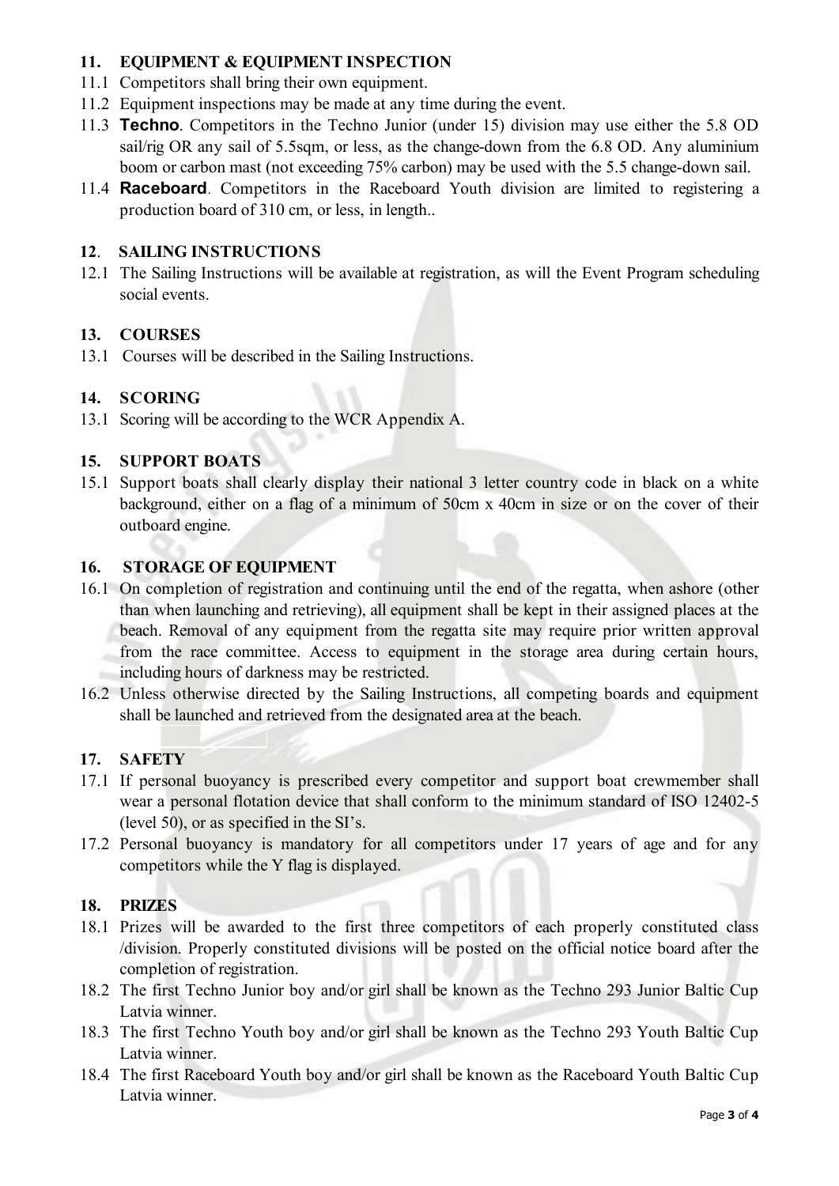## 11. EQUIPMENT & EQUIPMENT INSPECTION

11.1 Competitors shall bring their own equipment.

11.2 Equipment inspections may be made at any time during the event.

11.3 **Techno**. Competitors in the Techno Junior (under 15) division may use either the 5.8 OD sail/rig OR any sail of 5.5sqm, or less, as the change-down from the 6.8 OD. Any aluminium boom or carbon mast (not exceeding 75% carbon) may be used with the 5.5 change-down sail.

11.4 **Raceboard**. Competitors in the Raceboard Youth division are limited to registering a production board of 310 cm, or less, in length..

## 12. SAILING INSTRUCTIONS

12.1 The Sailing Instructions will be available at registration, as will the Event Program scheduling social events.

## 13. COURSES

13.1 Courses will be described in the Sailing Instructions.

## 14. SCORING

13.1 Scoring will be according to the WCR Appendix A.

## 15. SUPPORT BOATS

15.1 Support boats shall clearly display their national 3 letter country code in black on a white background, either on a flag of a minimum of 50cm x 40cm in size or on the cover of their outboard engine.

## 16. STORAGE OF EQUIPMENT

16.1 On completion of registration and continuing until the end of the regatta, when ashore (other than when launching and retrieving), all equipment shall be kept in their assigned places at the beach. Removal of any equipment from the regatta site may require prior written approval from the race committee. Access to equipment in the storage area during certain hours, including hours of darkness may be restricted.

16.2 Unless otherwise directed by the Sailing Instructions, all competing boards and equipment shall be launched and retrieved from the designated area at the beach.

## 17. SAFETY

17.1 If personal buoyancy is prescribed every competitor and support boat crewmember shall wear a personal flotation device that shall conform to the minimum standard of ISO 12402-5 (level 50), or as specified in the SI's.

17.2 Personal buoyancy is mandatory for all competitors under 17 years of age and for any competitors while the Y flag is displayed.

## 18. PRIZES

18.1 Prizes will be awarded to the first three competitors of each properly constituted class /division. Properly constituted divisions will be posted on the official notice board after the completion of registration.

18.2 The first Techno Junior boy and/or girl shall be known as the Techno 293 Junior Baltic Cup Latvia winner.

18.3 The first Techno Youth boy and/or girl shall be known as the Techno 293 Youth Baltic Cup Latvia winner.

18.4 The first Raceboard Youth boy and/or girl shall be known as the Raceboard Youth Baltic Cup Latvia winner.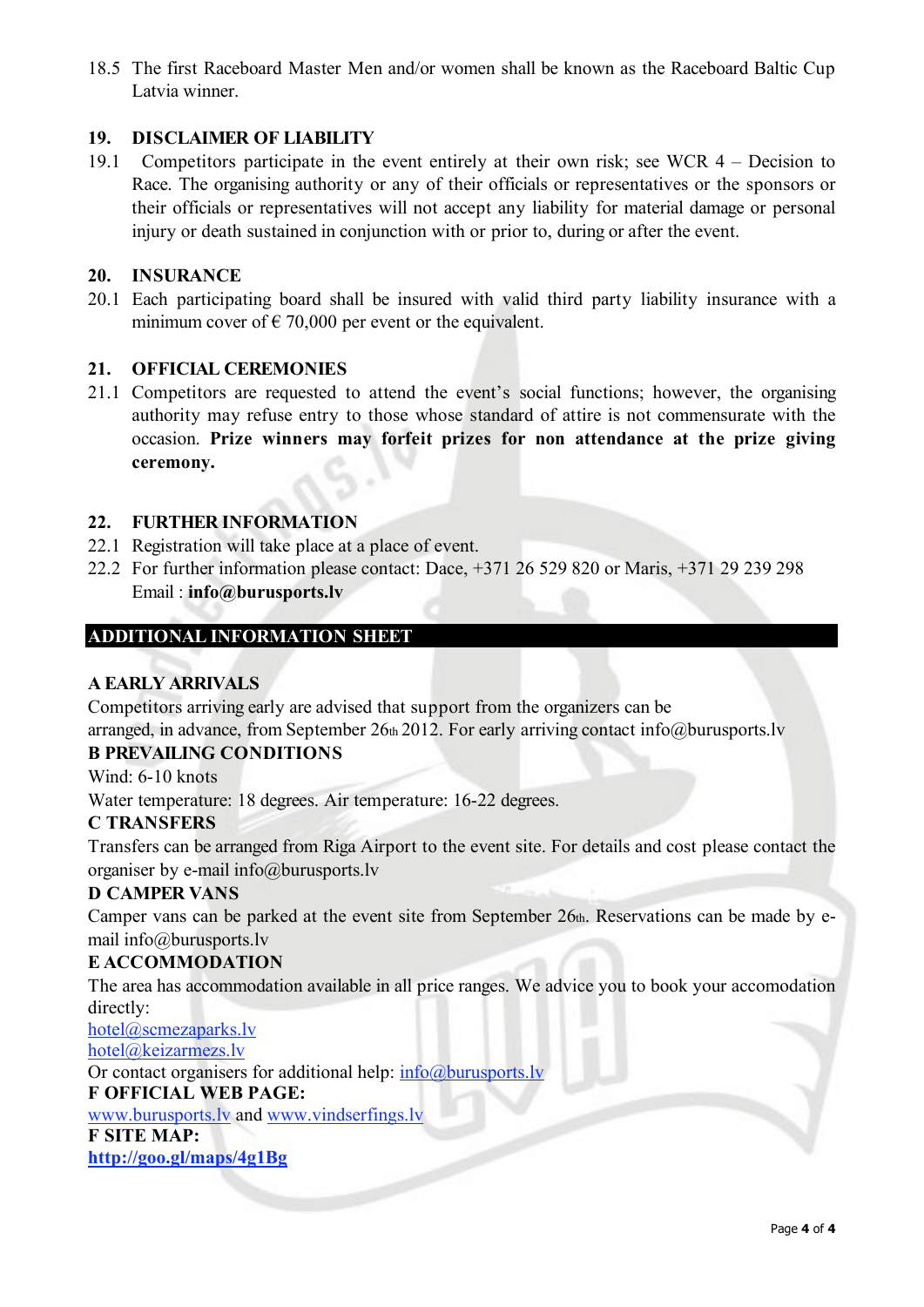18.5 The first Raceboard Master Men and/or women shall be known as the Raceboard Baltic Cup Latvia winner.

## 19. DISCLAIMER OF LIABILITY

19.1 Competitors participate in the event entirely at their own risk; see WCR 4 – Decision to Race. The organising authority or any of their officials or representatives or the sponsors or their officials or representatives will not accept any liability for material damage or personal injury or death sustained in conjunction with or prior to, during or after the event.

## 20. INSURANCE

20.1 Each participating board shall be insured with valid third party liability insurance with a minimum cover of € 70,000 per event or the equivalent.

## 21. OFFICIAL CEREMONIES

21.1 Competitors are requested to attend the event's social functions; however, the organising authority may refuse entry to those whose standard of attire is not commensurate with the occasion. **Prize winners may forfeit prizes for non attendance at the prize giving ceremony.**

## 22. FURTHER INFORMATION

22.1 Registration will take place at a place of event.

22.2 For further information please contact: Dace, +371 26 529 820 or Maris, +371 29 239 298
Email : **info@burusports.lv**

## ADDITIONAL INFORMATION SHEET

### A EARLY ARRIVALS

Competitors arriving early are advised that support from the organizers can be arranged, in advance, from September 26th 2012. For early arriving contact info@burusports.lv

### B PREVAILING CONDITIONS

Wind: 6-10 knots

Water temperature: 18 degrees. Air temperature: 16-22 degrees.

### C TRANSFERS

Transfers can be arranged from Riga Airport to the event site. For details and cost please contact the organiser by e-mail info@burusports.lv

### D CAMPER VANS

Camper vans can be parked at the event site from September 26th. Reservations can be made by e-mail info@burusports.lv

### E ACCOMMODATION

The area has accommodation available in all price ranges. We advice you to book your accomodation directly:

hotel@scmezaparks.lv

hotel@keizarmezs.lv

Or contact organisers for additional help: info@burusports.lv

### F OFFICIAL WEB PAGE:

www.burusports.lv and www.vindserfings.lv

### F SITE MAP:

**http://goo.gl/maps/4g1Bg**